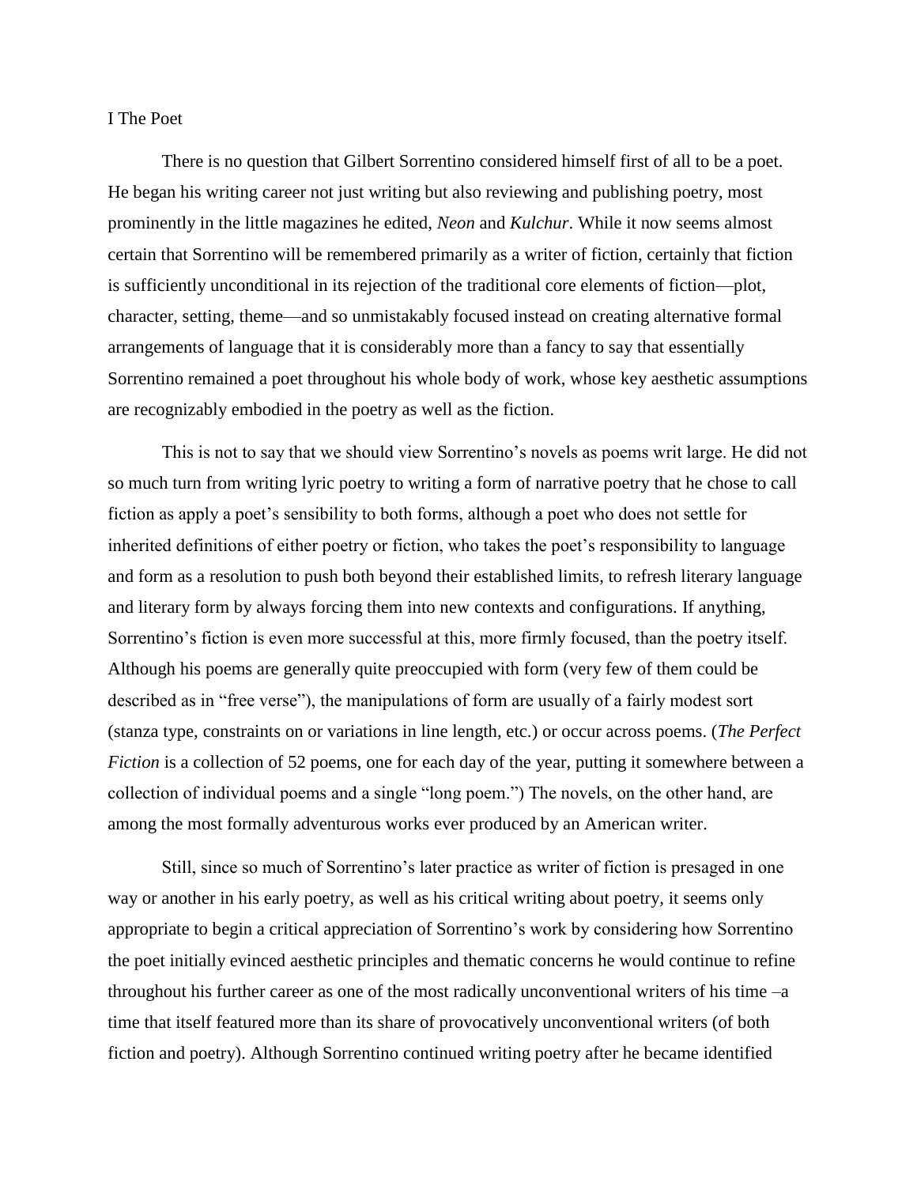## I The Poet

There is no question that Gilbert Sorrentino considered himself first of all to be a poet. He began his writing career not just writing but also reviewing and publishing poetry, most prominently in the little magazines he edited, *Neon* and *Kulchur*. While it now seems almost certain that Sorrentino will be remembered primarily as a writer of fiction, certainly that fiction is sufficiently unconditional in its rejection of the traditional core elements of fiction—plot, character, setting, theme—and so unmistakably focused instead on creating alternative formal arrangements of language that it is considerably more than a fancy to say that essentially Sorrentino remained a poet throughout his whole body of work, whose key aesthetic assumptions are recognizably embodied in the poetry as well as the fiction.

This is not to say that we should view Sorrentino's novels as poems writ large. He did not so much turn from writing lyric poetry to writing a form of narrative poetry that he chose to call fiction as apply a poet's sensibility to both forms, although a poet who does not settle for inherited definitions of either poetry or fiction, who takes the poet's responsibility to language and form as a resolution to push both beyond their established limits, to refresh literary language and literary form by always forcing them into new contexts and configurations. If anything, Sorrentino's fiction is even more successful at this, more firmly focused, than the poetry itself. Although his poems are generally quite preoccupied with form (very few of them could be described as in "free verse"), the manipulations of form are usually of a fairly modest sort (stanza type, constraints on or variations in line length, etc.) or occur across poems. (*The Perfect Fiction* is a collection of 52 poems, one for each day of the year, putting it somewhere between a collection of individual poems and a single "long poem.") The novels, on the other hand, are among the most formally adventurous works ever produced by an American writer.

Still, since so much of Sorrentino's later practice as writer of fiction is presaged in one way or another in his early poetry, as well as his critical writing about poetry, it seems only appropriate to begin a critical appreciation of Sorrentino's work by considering how Sorrentino the poet initially evinced aesthetic principles and thematic concerns he would continue to refine throughout his further career as one of the most radically unconventional writers of his time –a time that itself featured more than its share of provocatively unconventional writers (of both fiction and poetry). Although Sorrentino continued writing poetry after he became identified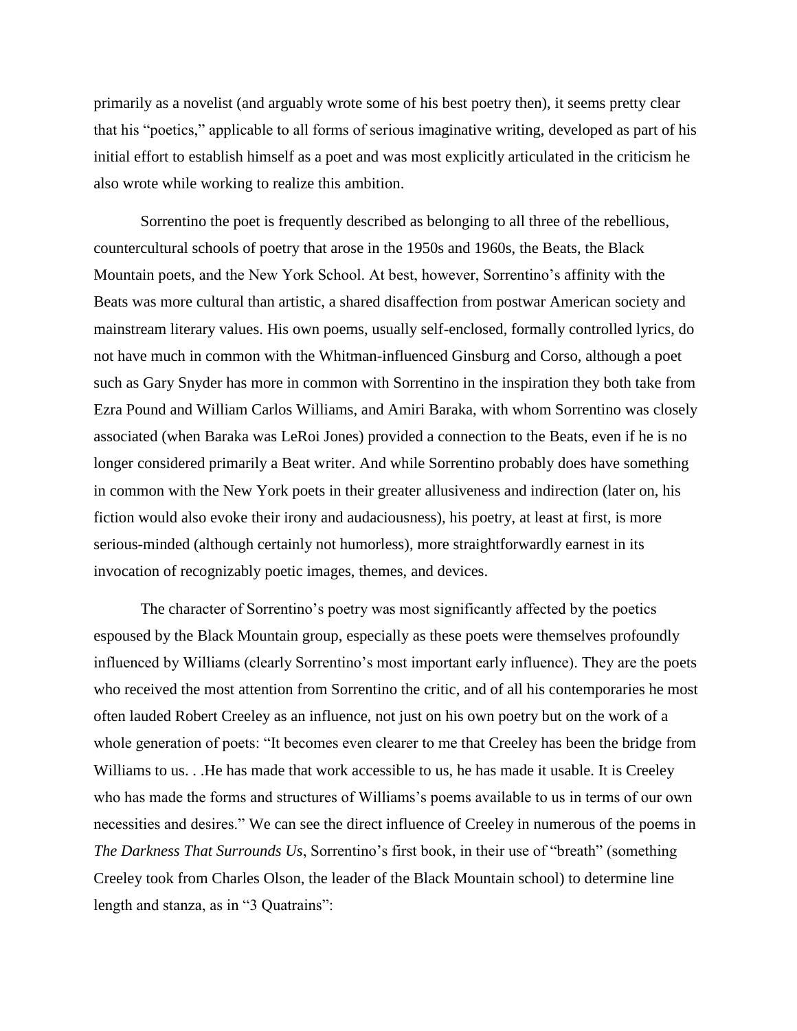primarily as a novelist (and arguably wrote some of his best poetry then), it seems pretty clear that his "poetics," applicable to all forms of serious imaginative writing, developed as part of his initial effort to establish himself as a poet and was most explicitly articulated in the criticism he also wrote while working to realize this ambition.

Sorrentino the poet is frequently described as belonging to all three of the rebellious, countercultural schools of poetry that arose in the 1950s and 1960s, the Beats, the Black Mountain poets, and the New York School. At best, however, Sorrentino's affinity with the Beats was more cultural than artistic, a shared disaffection from postwar American society and mainstream literary values. His own poems, usually self-enclosed, formally controlled lyrics, do not have much in common with the Whitman-influenced Ginsburg and Corso, although a poet such as Gary Snyder has more in common with Sorrentino in the inspiration they both take from Ezra Pound and William Carlos Williams, and Amiri Baraka, with whom Sorrentino was closely associated (when Baraka was LeRoi Jones) provided a connection to the Beats, even if he is no longer considered primarily a Beat writer. And while Sorrentino probably does have something in common with the New York poets in their greater allusiveness and indirection (later on, his fiction would also evoke their irony and audaciousness), his poetry, at least at first, is more serious-minded (although certainly not humorless), more straightforwardly earnest in its invocation of recognizably poetic images, themes, and devices.

The character of Sorrentino's poetry was most significantly affected by the poetics espoused by the Black Mountain group, especially as these poets were themselves profoundly influenced by Williams (clearly Sorrentino's most important early influence). They are the poets who received the most attention from Sorrentino the critic, and of all his contemporaries he most often lauded Robert Creeley as an influence, not just on his own poetry but on the work of a whole generation of poets: "It becomes even clearer to me that Creeley has been the bridge from Williams to us. . .He has made that work accessible to us, he has made it usable. It is Creeley who has made the forms and structures of Williams's poems available to us in terms of our own necessities and desires." We can see the direct influence of Creeley in numerous of the poems in *The Darkness That Surrounds Us*, Sorrentino's first book, in their use of "breath" (something Creeley took from Charles Olson, the leader of the Black Mountain school) to determine line length and stanza, as in "3 Quatrains":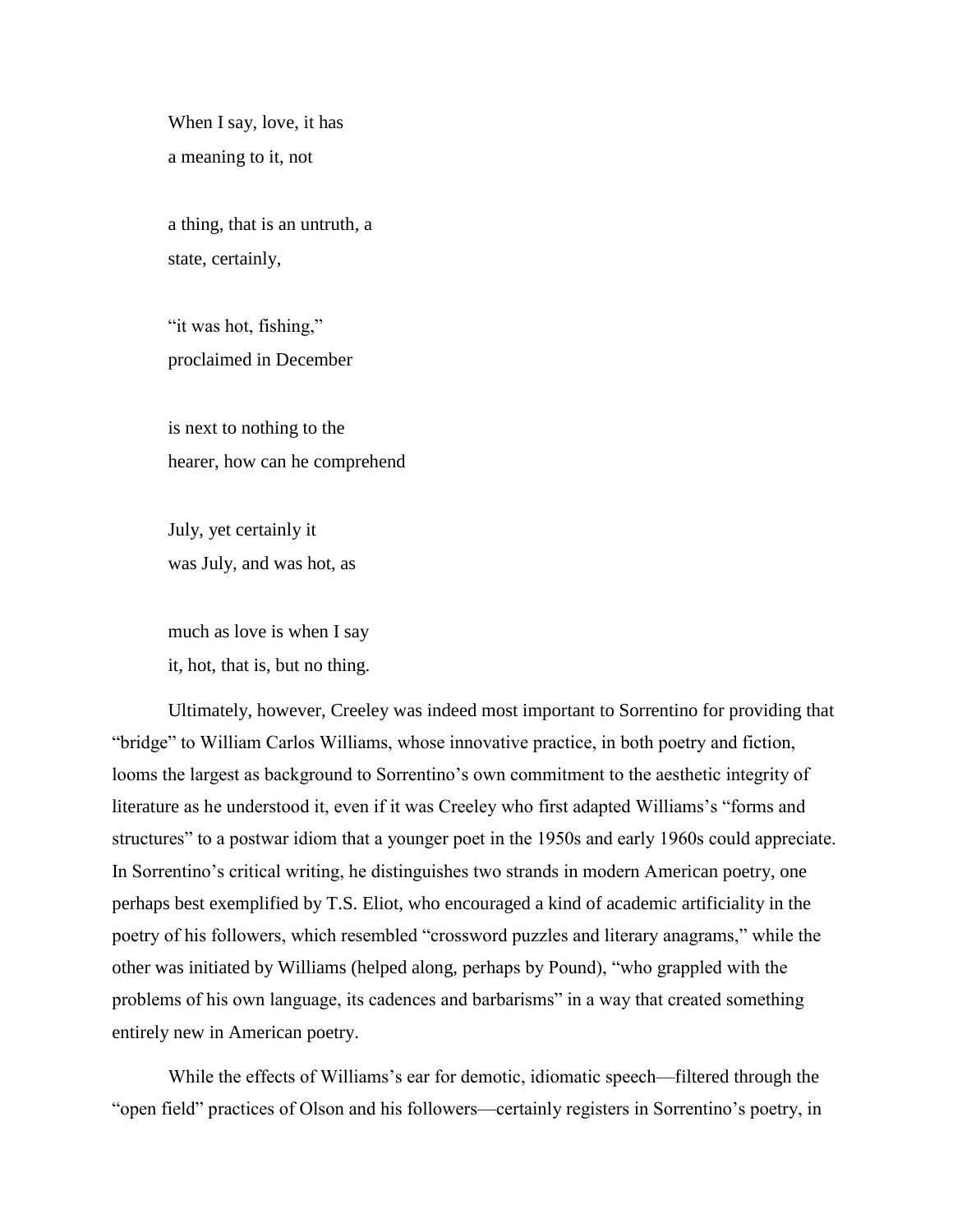When I say, love, it has  
a meaning to it, not

a thing, that is an untruth, a  
state, certainly,

"it was hot, fishing,"  
proclaimed in December

is next to nothing to the  
hearer, how can he comprehend

July, yet certainly it  
was July, and was hot, as

much as love is when I say  
it, hot, that is, but no thing.

Ultimately, however, Creeley was indeed most important to Sorrentino for providing that "bridge" to William Carlos Williams, whose innovative practice, in both poetry and fiction, looms the largest as background to Sorrentino's own commitment to the aesthetic integrity of literature as he understood it, even if it was Creeley who first adapted Williams's "forms and structures" to a postwar idiom that a younger poet in the 1950s and early 1960s could appreciate. In Sorrentino's critical writing, he distinguishes two strands in modern American poetry, one perhaps best exemplified by T.S. Eliot, who encouraged a kind of academic artificiality in the poetry of his followers, which resembled "crossword puzzles and literary anagrams," while the other was initiated by Williams (helped along, perhaps by Pound), "who grappled with the problems of his own language, its cadences and barbarisms" in a way that created something entirely new in American poetry.

While the effects of Williams's ear for demotic, idiomatic speech—filtered through the "open field" practices of Olson and his followers—certainly registers in Sorrentino's poetry, in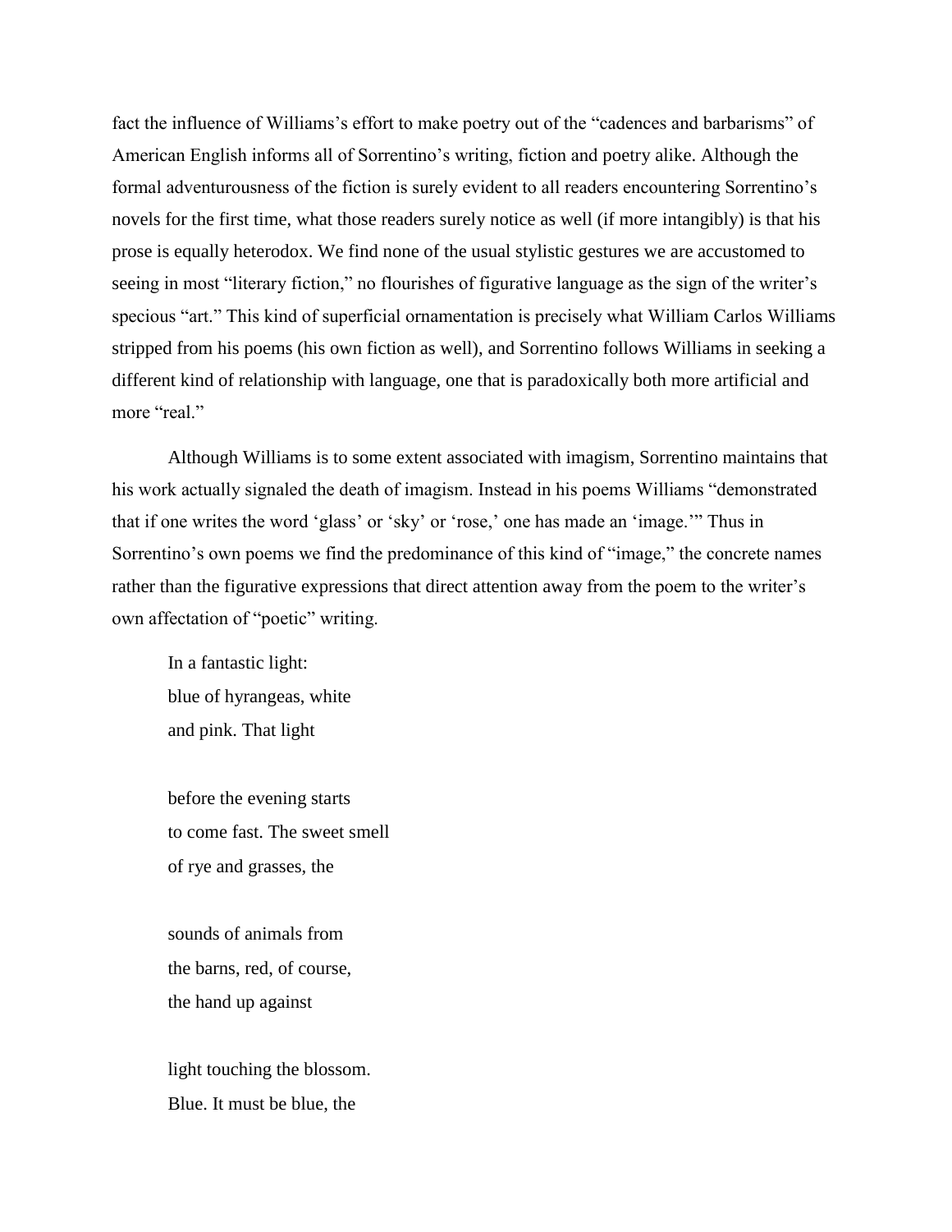fact the influence of Williams's effort to make poetry out of the "cadences and barbarisms" of American English informs all of Sorrentino's writing, fiction and poetry alike. Although the formal adventurousness of the fiction is surely evident to all readers encountering Sorrentino's novels for the first time, what those readers surely notice as well (if more intangibly) is that his prose is equally heterodox. We find none of the usual stylistic gestures we are accustomed to seeing in most "literary fiction," no flourishes of figurative language as the sign of the writer's specious "art." This kind of superficial ornamentation is precisely what William Carlos Williams stripped from his poems (his own fiction as well), and Sorrentino follows Williams in seeking a different kind of relationship with language, one that is paradoxically both more artificial and more "real."

Although Williams is to some extent associated with imagism, Sorrentino maintains that his work actually signaled the death of imagism. Instead in his poems Williams "demonstrated that if one writes the word 'glass' or 'sky' or 'rose,' one has made an 'image.'" Thus in Sorrentino's own poems we find the predominance of this kind of "image," the concrete names rather than the figurative expressions that direct attention away from the poem to the writer's own affectation of "poetic" writing.

> In a fantastic light:  
> blue of hyrangeas, white  
> and pink. That light
>
> before the evening starts  
> to come fast. The sweet smell  
> of rye and grasses, the
>
> sounds of animals from  
> the barns, red, of course,  
> the hand up against
>
> light touching the blossom.  
> Blue. It must be blue, the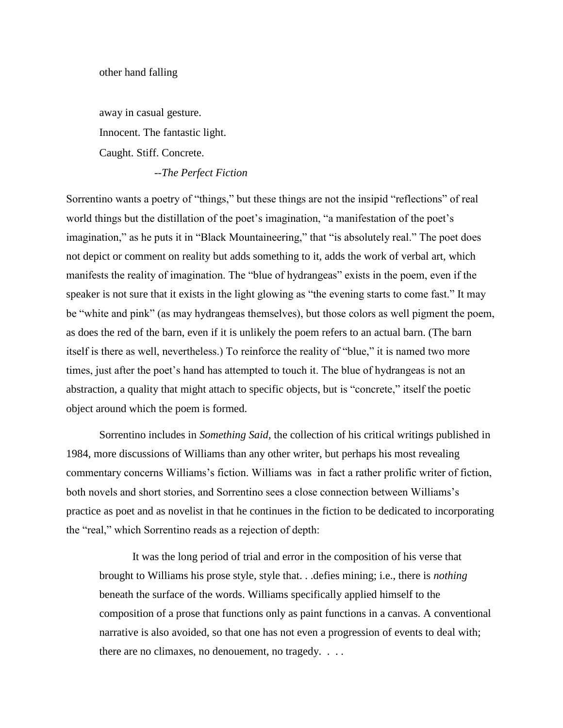other hand falling

away in casual gesture.  
Innocent. The fantastic light.  
Caught. Stiff. Concrete.

--*The Perfect Fiction*

Sorrentino wants a poetry of "things," but these things are not the insipid "reflections" of real world things but the distillation of the poet's imagination, "a manifestation of the poet's imagination," as he puts it in "Black Mountaineering," that "is absolutely real." The poet does not depict or comment on reality but adds something to it, adds the work of verbal art, which manifests the reality of imagination. The "blue of hydrangeas" exists in the poem, even if the speaker is not sure that it exists in the light glowing as "the evening starts to come fast." It may be "white and pink" (as may hydrangeas themselves), but those colors as well pigment the poem, as does the red of the barn, even if it is unlikely the poem refers to an actual barn. (The barn itself is there as well, nevertheless.) To reinforce the reality of "blue," it is named two more times, just after the poet's hand has attempted to touch it. The blue of hydrangeas is not an abstraction, a quality that might attach to specific objects, but is "concrete," itself the poetic object around which the poem is formed.

Sorrentino includes in *Something Said*, the collection of his critical writings published in 1984, more discussions of Williams than any other writer, but perhaps his most revealing commentary concerns Williams's fiction. Williams was in fact a rather prolific writer of fiction, both novels and short stories, and Sorrentino sees a close connection between Williams's practice as poet and as novelist in that he continues in the fiction to be dedicated to incorporating the "real," which Sorrentino reads as a rejection of depth:

> It was the long period of trial and error in the composition of his verse that brought to Williams his prose style, style that. . .defies mining; i.e., there is *nothing* beneath the surface of the words. Williams specifically applied himself to the composition of a prose that functions only as paint functions in a canvas. A conventional narrative is also avoided, so that one has not even a progression of events to deal with; there are no climaxes, no denouement, no tragedy. . . .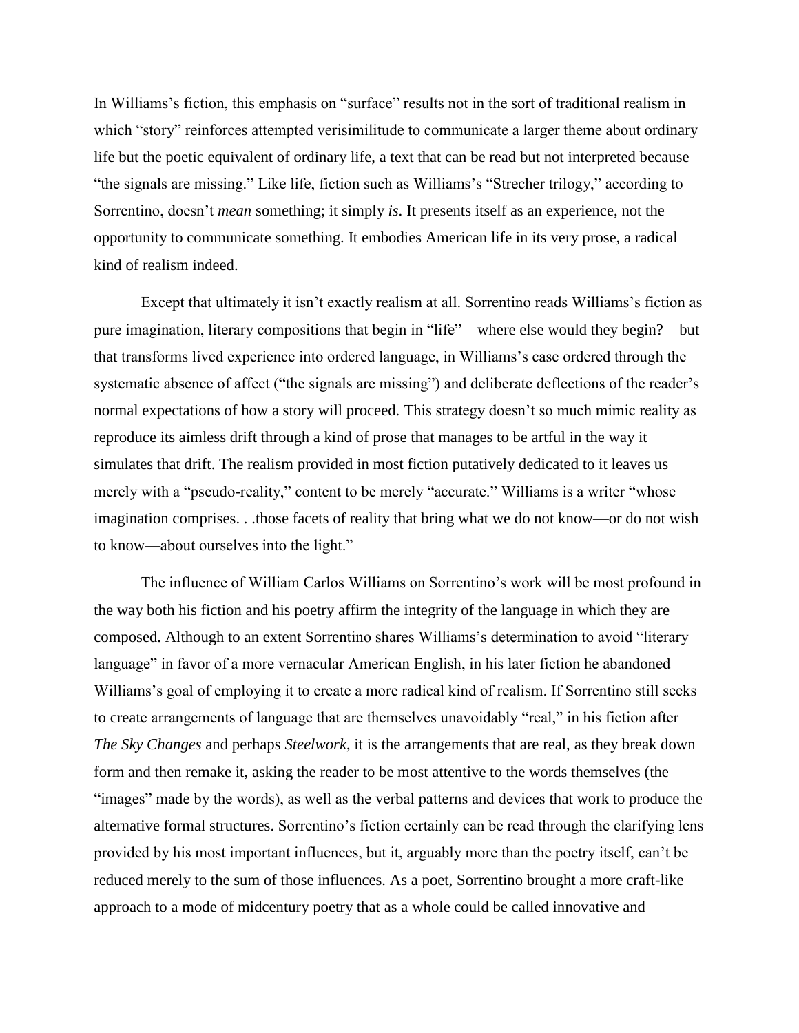In Williams's fiction, this emphasis on "surface" results not in the sort of traditional realism in which "story" reinforces attempted verisimilitude to communicate a larger theme about ordinary life but the poetic equivalent of ordinary life, a text that can be read but not interpreted because "the signals are missing." Like life, fiction such as Williams's "Strecher trilogy," according to Sorrentino, doesn't *mean* something; it simply *is*. It presents itself as an experience, not the opportunity to communicate something. It embodies American life in its very prose, a radical kind of realism indeed.

Except that ultimately it isn't exactly realism at all. Sorrentino reads Williams's fiction as pure imagination, literary compositions that begin in "life"—where else would they begin?—but that transforms lived experience into ordered language, in Williams's case ordered through the systematic absence of affect ("the signals are missing") and deliberate deflections of the reader's normal expectations of how a story will proceed. This strategy doesn't so much mimic reality as reproduce its aimless drift through a kind of prose that manages to be artful in the way it simulates that drift. The realism provided in most fiction putatively dedicated to it leaves us merely with a "pseudo-reality," content to be merely "accurate." Williams is a writer "whose imagination comprises. . .those facets of reality that bring what we do not know—or do not wish to know—about ourselves into the light."

The influence of William Carlos Williams on Sorrentino's work will be most profound in the way both his fiction and his poetry affirm the integrity of the language in which they are composed. Although to an extent Sorrentino shares Williams's determination to avoid "literary language" in favor of a more vernacular American English, in his later fiction he abandoned Williams's goal of employing it to create a more radical kind of realism. If Sorrentino still seeks to create arrangements of language that are themselves unavoidably "real," in his fiction after *The Sky Changes* and perhaps *Steelwork*, it is the arrangements that are real, as they break down form and then remake it, asking the reader to be most attentive to the words themselves (the "images" made by the words), as well as the verbal patterns and devices that work to produce the alternative formal structures. Sorrentino's fiction certainly can be read through the clarifying lens provided by his most important influences, but it, arguably more than the poetry itself, can't be reduced merely to the sum of those influences. As a poet, Sorrentino brought a more craft-like approach to a mode of midcentury poetry that as a whole could be called innovative and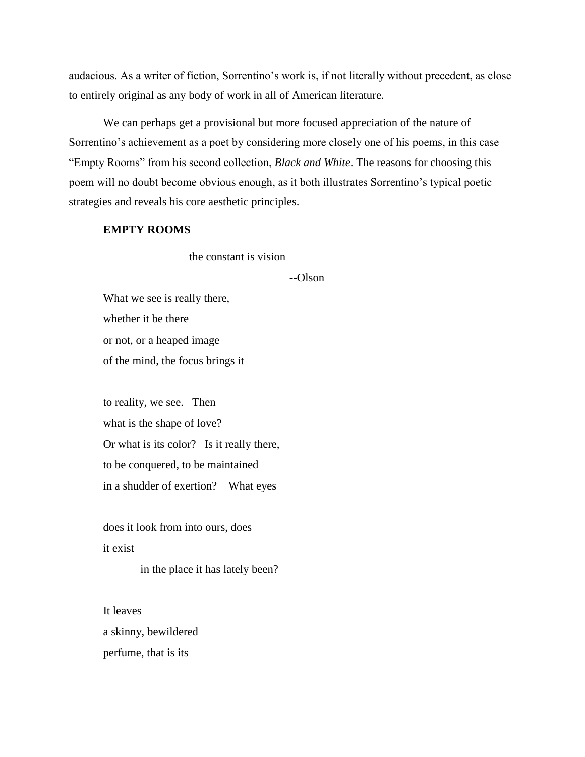audacious. As a writer of fiction, Sorrentino's work is, if not literally without precedent, as close to entirely original as any body of work in all of American literature.

We can perhaps get a provisional but more focused appreciation of the nature of Sorrentino's achievement as a poet by considering more closely one of his poems, in this case "Empty Rooms" from his second collection, *Black and White*. The reasons for choosing this poem will no doubt become obvious enough, as it both illustrates Sorrentino's typical poetic strategies and reveals his core aesthetic principles.

**EMPTY ROOMS**

the constant is vision

--Olson

What we see is really there,
whether it be there
or not, or a heaped image
of the mind, the focus brings it

to reality, we see.   Then
what is the shape of love?
Or what is its color?   Is it really there,
to be conquered, to be maintained
in a shudder of exertion?    What eyes

does it look from into ours, does
it exist
in the place it has lately been?

It leaves
a skinny, bewildered
perfume, that is its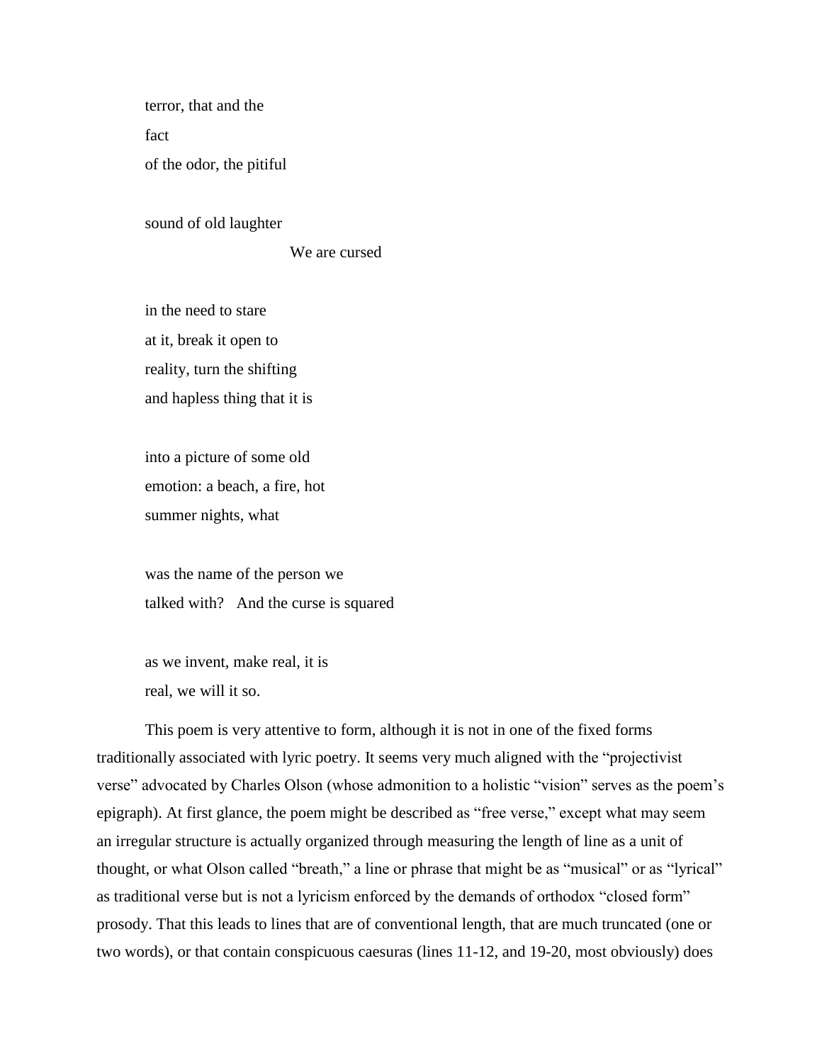terror, that and the  
fact  
of the odor, the pitiful

sound of old laughter  
                                        We are cursed

in the need to stare  
at it, break it open to  
reality, turn the shifting  
and hapless thing that it is

into a picture of some old  
emotion: a beach, a fire, hot  
summer nights, what

was the name of the person we  
talked with?   And the curse is squared

as we invent, make real, it is  
real, we will it so.

This poem is very attentive to form, although it is not in one of the fixed forms traditionally associated with lyric poetry. It seems very much aligned with the "projectivist verse" advocated by Charles Olson (whose admonition to a holistic "vision" serves as the poem's epigraph). At first glance, the poem might be described as "free verse," except what may seem an irregular structure is actually organized through measuring the length of line as a unit of thought, or what Olson called "breath," a line or phrase that might be as "musical" or as "lyrical" as traditional verse but is not a lyricism enforced by the demands of orthodox "closed form" prosody. That this leads to lines that are of conventional length, that are much truncated (one or two words), or that contain conspicuous caesuras (lines 11-12, and 19-20, most obviously) does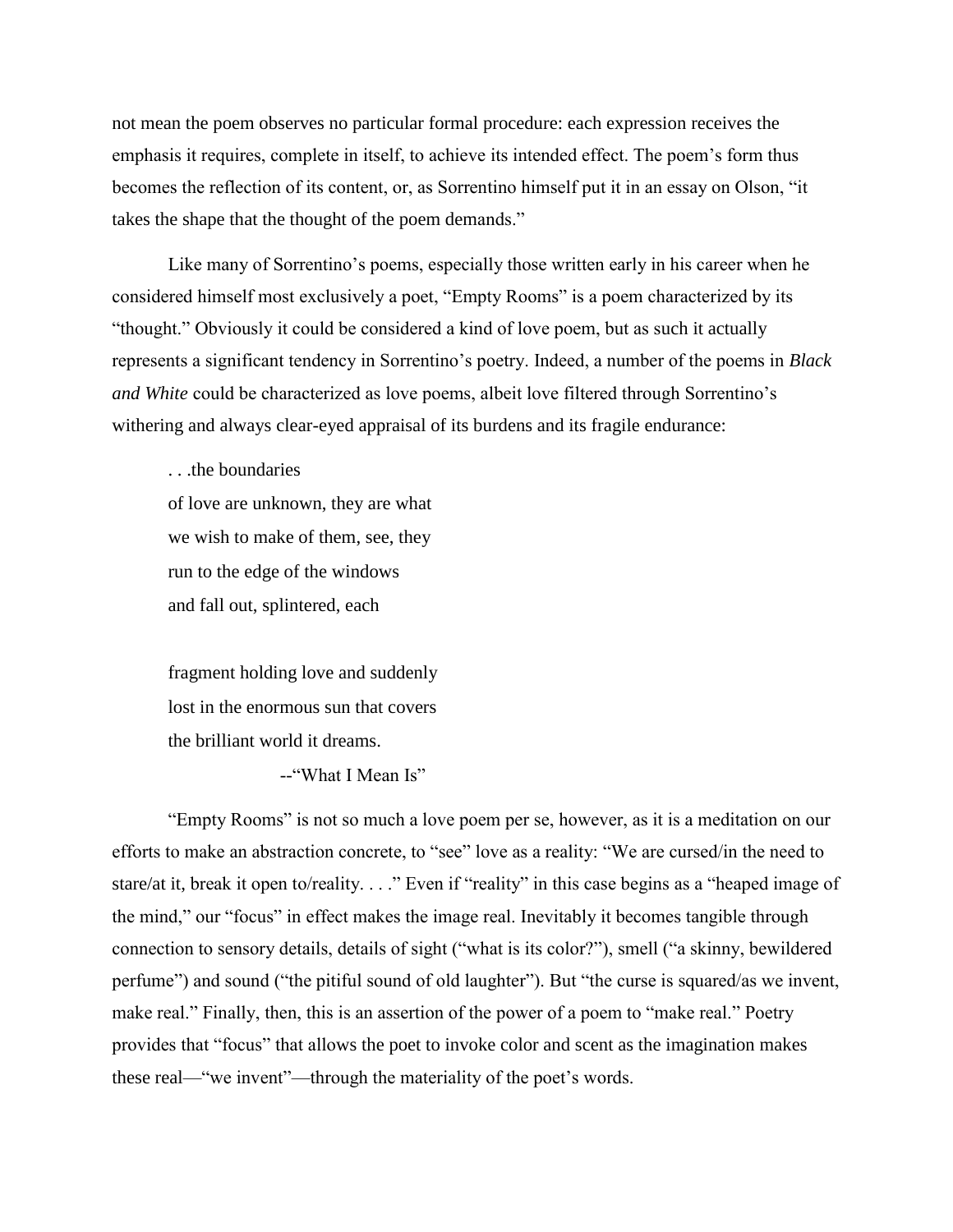not mean the poem observes no particular formal procedure: each expression receives the emphasis it requires, complete in itself, to achieve its intended effect. The poem's form thus becomes the reflection of its content, or, as Sorrentino himself put it in an essay on Olson, "it takes the shape that the thought of the poem demands."

Like many of Sorrentino's poems, especially those written early in his career when he considered himself most exclusively a poet, "Empty Rooms" is a poem characterized by its "thought." Obviously it could be considered a kind of love poem, but as such it actually represents a significant tendency in Sorrentino's poetry. Indeed, a number of the poems in *Black and White* could be characterized as love poems, albeit love filtered through Sorrentino's withering and always clear-eyed appraisal of its burdens and its fragile endurance:

> . . .the boundaries
> of love are unknown, they are what
> we wish to make of them, see, they
> run to the edge of the windows
> and fall out, splintered, each
>
> fragment holding love and suddenly
> lost in the enormous sun that covers
> the brilliant world it dreams.
>
> --"What I Mean Is"

"Empty Rooms" is not so much a love poem per se, however, as it is a meditation on our efforts to make an abstraction concrete, to "see" love as a reality: "We are cursed/in the need to stare/at it, break it open to/reality. . . ." Even if "reality" in this case begins as a "heaped image of the mind," our "focus" in effect makes the image real. Inevitably it becomes tangible through connection to sensory details, details of sight ("what is its color?"), smell ("a skinny, bewildered perfume") and sound ("the pitiful sound of old laughter"). But "the curse is squared/as we invent, make real." Finally, then, this is an assertion of the power of a poem to "make real." Poetry provides that "focus" that allows the poet to invoke color and scent as the imagination makes these real—"we invent"—through the materiality of the poet's words.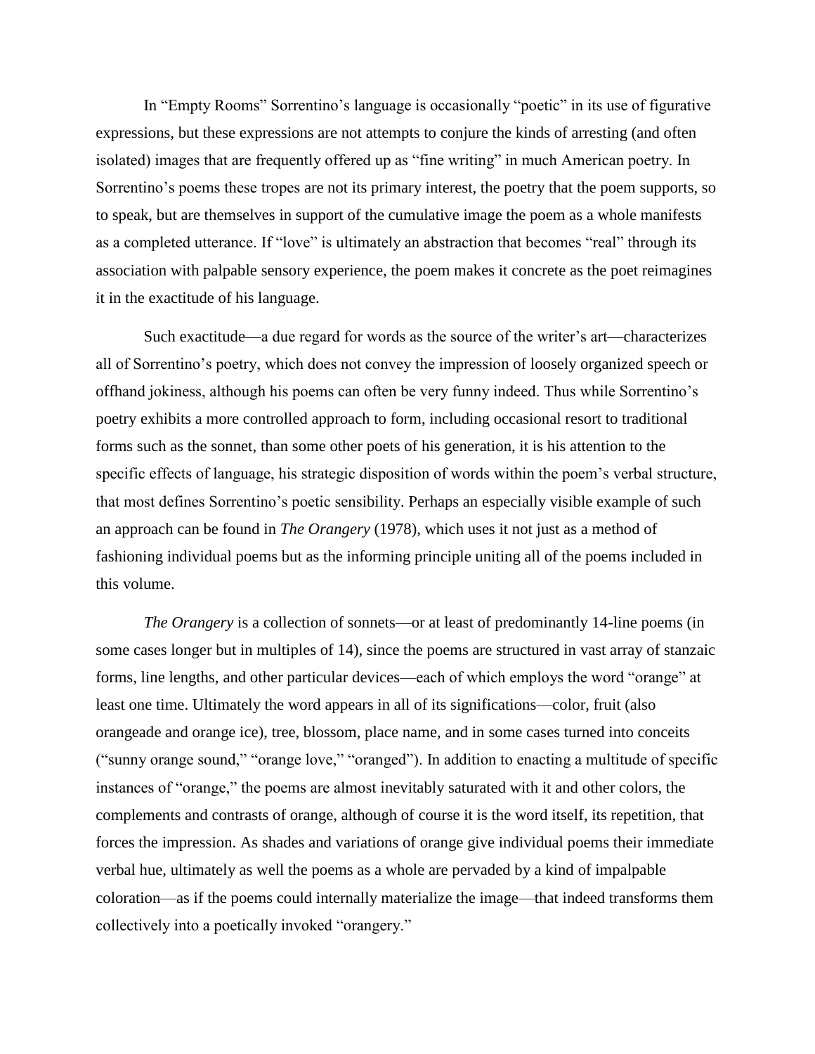In "Empty Rooms" Sorrentino's language is occasionally "poetic" in its use of figurative expressions, but these expressions are not attempts to conjure the kinds of arresting (and often isolated) images that are frequently offered up as "fine writing" in much American poetry. In Sorrentino's poems these tropes are not its primary interest, the poetry that the poem supports, so to speak, but are themselves in support of the cumulative image the poem as a whole manifests as a completed utterance. If "love" is ultimately an abstraction that becomes "real" through its association with palpable sensory experience, the poem makes it concrete as the poet reimagines it in the exactitude of his language.

Such exactitude—a due regard for words as the source of the writer's art—characterizes all of Sorrentino's poetry, which does not convey the impression of loosely organized speech or offhand jokiness, although his poems can often be very funny indeed. Thus while Sorrentino's poetry exhibits a more controlled approach to form, including occasional resort to traditional forms such as the sonnet, than some other poets of his generation, it is his attention to the specific effects of language, his strategic disposition of words within the poem's verbal structure, that most defines Sorrentino's poetic sensibility. Perhaps an especially visible example of such an approach can be found in *The Orangery* (1978), which uses it not just as a method of fashioning individual poems but as the informing principle uniting all of the poems included in this volume.

*The Orangery* is a collection of sonnets—or at least of predominantly 14-line poems (in some cases longer but in multiples of 14), since the poems are structured in vast array of stanzaic forms, line lengths, and other particular devices—each of which employs the word "orange" at least one time. Ultimately the word appears in all of its significations—color, fruit (also orangeade and orange ice), tree, blossom, place name, and in some cases turned into conceits ("sunny orange sound," "orange love," "oranged"). In addition to enacting a multitude of specific instances of "orange," the poems are almost inevitably saturated with it and other colors, the complements and contrasts of orange, although of course it is the word itself, its repetition, that forces the impression. As shades and variations of orange give individual poems their immediate verbal hue, ultimately as well the poems as a whole are pervaded by a kind of impalpable coloration—as if the poems could internally materialize the image—that indeed transforms them collectively into a poetically invoked "orangery."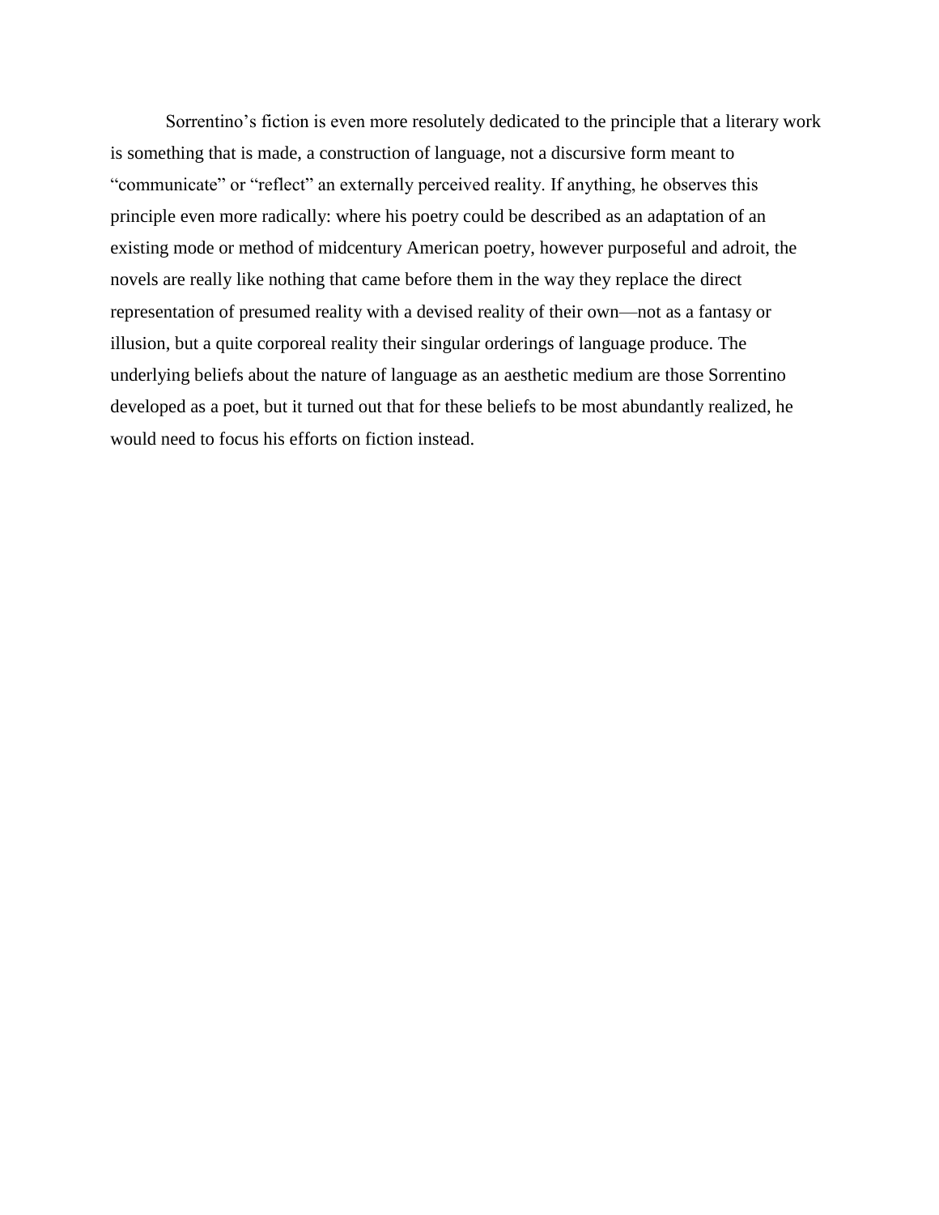Sorrentino's fiction is even more resolutely dedicated to the principle that a literary work is something that is made, a construction of language, not a discursive form meant to "communicate" or "reflect" an externally perceived reality. If anything, he observes this principle even more radically: where his poetry could be described as an adaptation of an existing mode or method of midcentury American poetry, however purposeful and adroit, the novels are really like nothing that came before them in the way they replace the direct representation of presumed reality with a devised reality of their own—not as a fantasy or illusion, but a quite corporeal reality their singular orderings of language produce. The underlying beliefs about the nature of language as an aesthetic medium are those Sorrentino developed as a poet, but it turned out that for these beliefs to be most abundantly realized, he would need to focus his efforts on fiction instead.